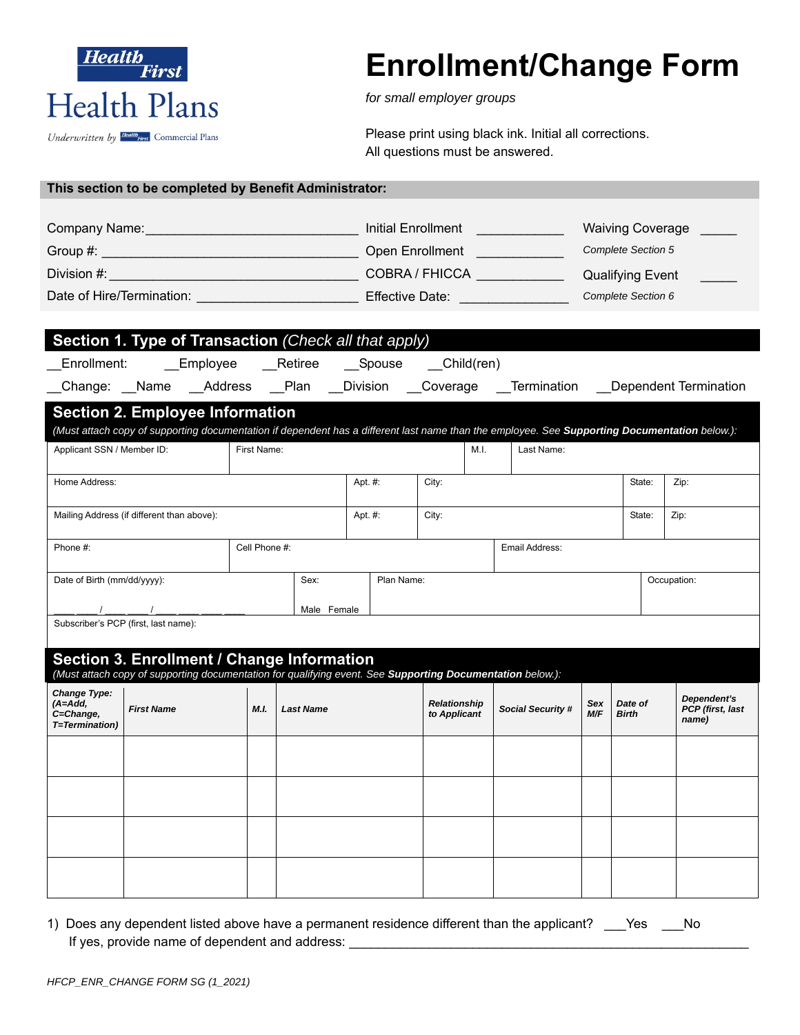Health First Health Plans

Underwritten by Health First Commercial Plans

# Enrollment/Change Form

*for small employer groups*

Please print using black ink. Initial all corrections.
All questions must be answered.

**This section to be completed by Benefit Administrator:**

Company Name:______________________________ Initial Enrollment ____________ Waiving Coverage _____

Group #: ___________________________________ Open Enrollment ____________ *Complete Section 5*

Division #: _________________________________ COBRA / FHICCA ____________ Qualifying Event _____

Date of Hire/Termination: ______________________ Effective Date: _______________ *Complete Section 6*

## Section 1. Type of Transaction *(Check all that apply)*

__Enrollment: __Employee __Retiree __Spouse __Child(ren)

__Change: __Name __Address __Plan __Division __Coverage __Termination __Dependent Termination

## Section 2. Employee Information

*(Must attach copy of supporting documentation if dependent has a different last name than the employee. See* ***Supporting Documentation*** *below.):*

| Applicant SSN / Member ID: | First Name: | M.I. | Last Name: |
|---|---|---|---|
| | | | |

| Home Address: | Apt. #: | City: | State: | Zip: |
|---|---|---|---|---|
| | | | | |
| **Mailing Address (if different than above):** | **Apt. #:** | **City:** | **State:** | **Zip:** |
| | | | | |

| Phone #: | Cell Phone #: | Email Address: |
|---|---|---|
| | | |

| Date of Birth (mm/dd/yyyy): | Sex: | Plan Name: | Occupation: |
|---|---|---|---|
| ___ ___ / ___ ___ / ___ ___ ___ ___ | Male Female | | |

Subscriber's PCP (first, last name):

## Section 3. Enrollment / Change Information

*(Must attach copy of supporting documentation for qualifying event. See* ***Supporting Documentation*** *below.):*

| Change Type: (A=Add, C=Change, T=Termination) | First Name | M.I. | Last Name | Relationship to Applicant | Social Security # | Sex M/F | Date of Birth | Dependent's PCP (first, last name) |
|---|---|---|---|---|---|---|---|---|
| | | | | | | | | |
| | | | | | | | | |
| | | | | | | | | |
| | | | | | | | | |

1) Does any dependent listed above have a permanent residence different than the applicant? ___Yes ___No
   If yes, provide name of dependent and address: ____________________________________________________

HFCP_ENR_CHANGE FORM SG (1_2021)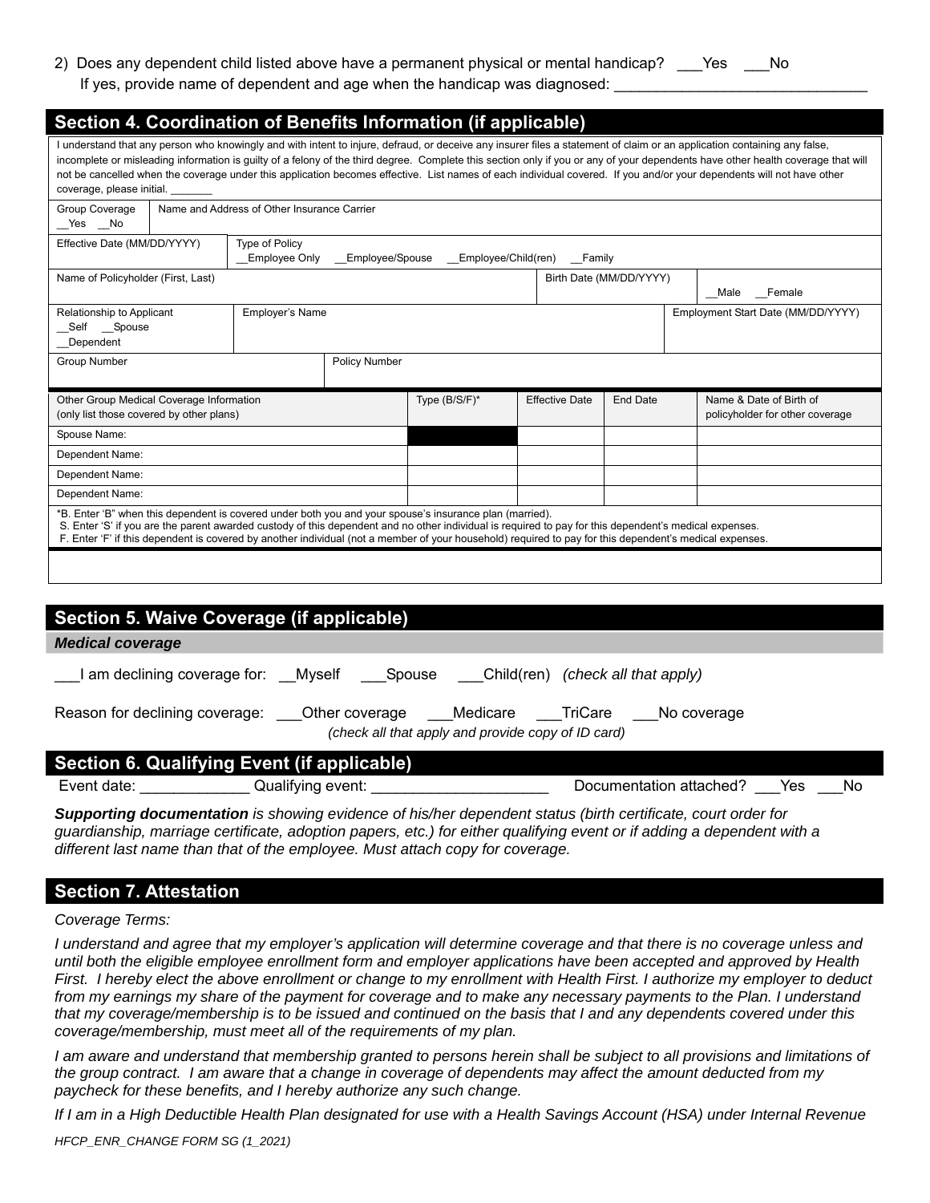2) Does any dependent child listed above have a permanent physical or mental handicap? ___Yes ___No
If yes, provide name of dependent and age when the handicap was diagnosed: ______________________________

## Section 4. Coordination of Benefits Information (if applicable)

I understand that any person who knowingly and with intent to injure, defraud, or deceive any insurer files a statement of claim or an application containing any false, incomplete or misleading information is guilty of a felony of the third degree. Complete this section only if you or any of your dependents have other health coverage that will not be cancelled when the coverage under this application becomes effective. List names of each individual covered. If you and/or your dependents will not have other coverage, please initial. _______

| Group Coverage __Yes __No | Name and Address of Other Insurance Carrier | | |
|---|---|---|---|
| Effective Date (MM/DD/YYYY) | Type of Policy __Employee Only __Employee/Spouse __Employee/Child(ren) __Family | | |
| Name of Policyholder (First, Last) | | Birth Date (MM/DD/YYYY) __Male __Female | |
| Relationship to Applicant __Self __Spouse __Dependent | Employer's Name | | Employment Start Date (MM/DD/YYYY) |
| Group Number | Policy Number | | |

| Other Group Medical Coverage Information (only list those covered by other plans) | Type (B/S/F)* | Effective Date | End Date | Name & Date of Birth of policyholder for other coverage |
|---|---|---|---|---|
| Spouse Name: | | | | |
| Dependent Name: | | | | |
| Dependent Name: | | | | |
| Dependent Name: | | | | |

*B. Enter 'B" when this dependent is covered under both you and your spouse's insurance plan (married).
S. Enter 'S' if you are the parent awarded custody of this dependent and no other individual is required to pay for this dependent's medical expenses.
F. Enter 'F' if this dependent is covered by another individual (not a member of your household) required to pay for this dependent's medical expenses.

## Section 5. Waive Coverage (if applicable)

***Medical coverage***

___I am declining coverage for: __Myself ___Spouse ___Child(ren) *(check all that apply)*

Reason for declining coverage: ___Other coverage ___Medicare ___TriCare ___No coverage
*(check all that apply and provide copy of ID card)*

## Section 6. Qualifying Event (if applicable)

Event date: ____________ Qualifying event: ____________________ Documentation attached? ___Yes ___No

***Supporting documentation** is showing evidence of his/her dependent status (birth certificate, court order for guardianship, marriage certificate, adoption papers, etc.) for either qualifying event or if adding a dependent with a different last name than that of the employee. Must attach copy for coverage.*

## Section 7. Attestation

*Coverage Terms:*

*I understand and agree that my employer's application will determine coverage and that there is no coverage unless and until both the eligible employee enrollment form and employer applications have been accepted and approved by Health First. I hereby elect the above enrollment or change to my enrollment with Health First. I authorize my employer to deduct from my earnings my share of the payment for coverage and to make any necessary payments to the Plan. I understand that my coverage/membership is to be issued and continued on the basis that I and any dependents covered under this coverage/membership, must meet all of the requirements of my plan.*

*I am aware and understand that membership granted to persons herein shall be subject to all provisions and limitations of the group contract. I am aware that a change in coverage of dependents may affect the amount deducted from my paycheck for these benefits, and I hereby authorize any such change.*

*If I am in a High Deductible Health Plan designated for use with a Health Savings Account (HSA) under Internal Revenue*

*HFCP_ENR_CHANGE FORM SG (1_2021)*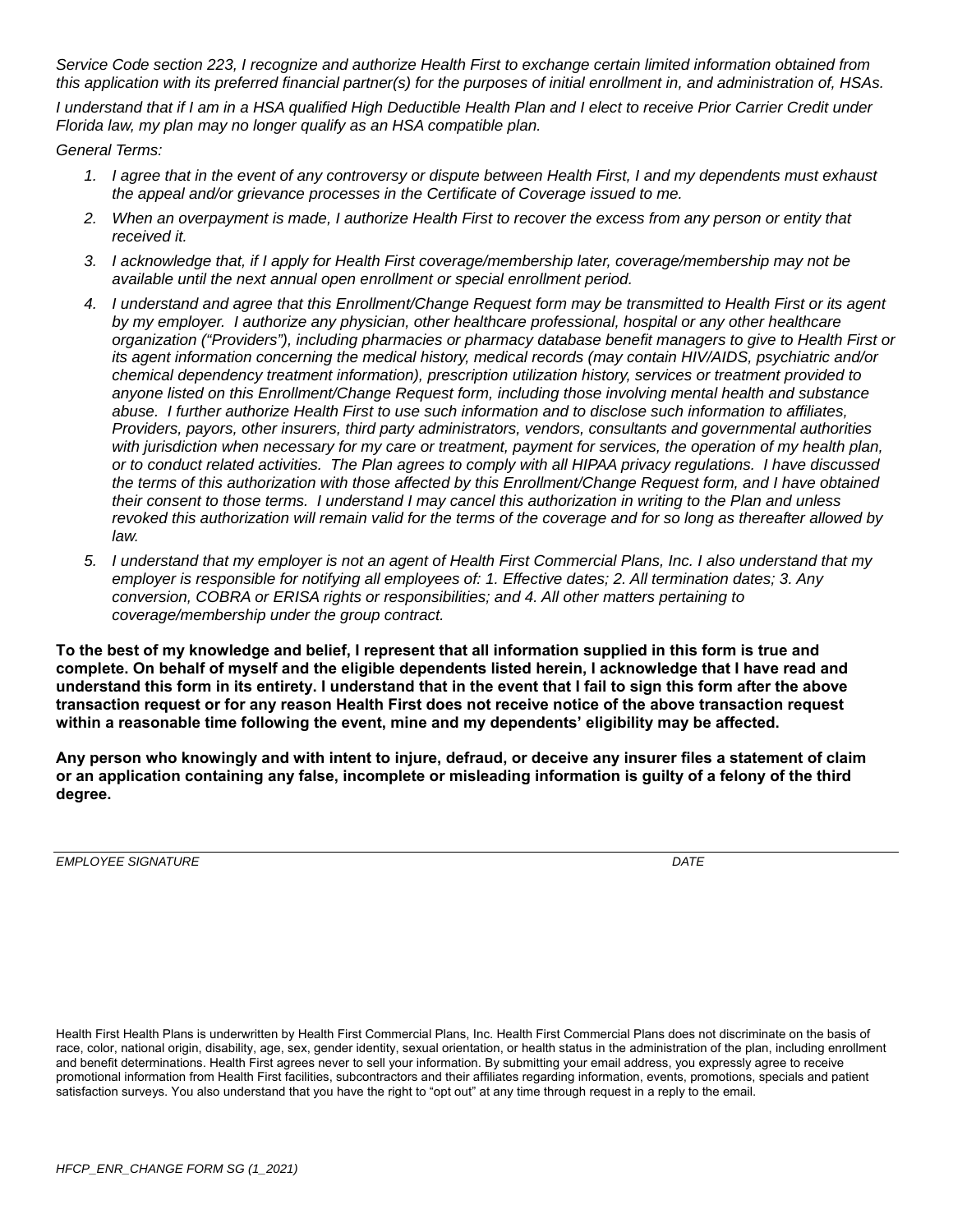*Service Code section 223, I recognize and authorize Health First to exchange certain limited information obtained from this application with its preferred financial partner(s) for the purposes of initial enrollment in, and administration of, HSAs.*

*I understand that if I am in a HSA qualified High Deductible Health Plan and I elect to receive Prior Carrier Credit under Florida law, my plan may no longer qualify as an HSA compatible plan.*

*General Terms:*

1. *I agree that in the event of any controversy or dispute between Health First, I and my dependents must exhaust the appeal and/or grievance processes in the Certificate of Coverage issued to me.*
2. *When an overpayment is made, I authorize Health First to recover the excess from any person or entity that received it.*
3. *I acknowledge that, if I apply for Health First coverage/membership later, coverage/membership may not be available until the next annual open enrollment or special enrollment period.*
4. *I understand and agree that this Enrollment/Change Request form may be transmitted to Health First or its agent by my employer. I authorize any physician, other healthcare professional, hospital or any other healthcare organization ("Providers"), including pharmacies or pharmacy database benefit managers to give to Health First or its agent information concerning the medical history, medical records (may contain HIV/AIDS, psychiatric and/or chemical dependency treatment information), prescription utilization history, services or treatment provided to anyone listed on this Enrollment/Change Request form, including those involving mental health and substance abuse. I further authorize Health First to use such information and to disclose such information to affiliates, Providers, payors, other insurers, third party administrators, vendors, consultants and governmental authorities with jurisdiction when necessary for my care or treatment, payment for services, the operation of my health plan, or to conduct related activities. The Plan agrees to comply with all HIPAA privacy regulations. I have discussed the terms of this authorization with those affected by this Enrollment/Change Request form, and I have obtained their consent to those terms. I understand I may cancel this authorization in writing to the Plan and unless revoked this authorization will remain valid for the terms of the coverage and for so long as thereafter allowed by law.*
5. *I understand that my employer is not an agent of Health First Commercial Plans, Inc. I also understand that my employer is responsible for notifying all employees of: 1. Effective dates; 2. All termination dates; 3. Any conversion, COBRA or ERISA rights or responsibilities; and 4. All other matters pertaining to coverage/membership under the group contract.*

**To the best of my knowledge and belief, I represent that all information supplied in this form is true and complete. On behalf of myself and the eligible dependents listed herein, I acknowledge that I have read and understand this form in its entirety. I understand that in the event that I fail to sign this form after the above transaction request or for any reason Health First does not receive notice of the above transaction request within a reasonable time following the event, mine and my dependents' eligibility may be affected.**

**Any person who knowingly and with intent to injure, defraud, or deceive any insurer files a statement of claim or an application containing any false, incomplete or misleading information is guilty of a felony of the third degree.**

_______________________________________________________________________________

*EMPLOYEE SIGNATURE* *DATE*

Health First Health Plans is underwritten by Health First Commercial Plans, Inc. Health First Commercial Plans does not discriminate on the basis of race, color, national origin, disability, age, sex, gender identity, sexual orientation, or health status in the administration of the plan, including enrollment and benefit determinations. Health First agrees never to sell your information. By submitting your email address, you expressly agree to receive promotional information from Health First facilities, subcontractors and their affiliates regarding information, events, promotions, specials and patient satisfaction surveys. You also understand that you have the right to "opt out" at any time through request in a reply to the email.

*HFCP_ENR_CHANGE FORM SG (1_2021)*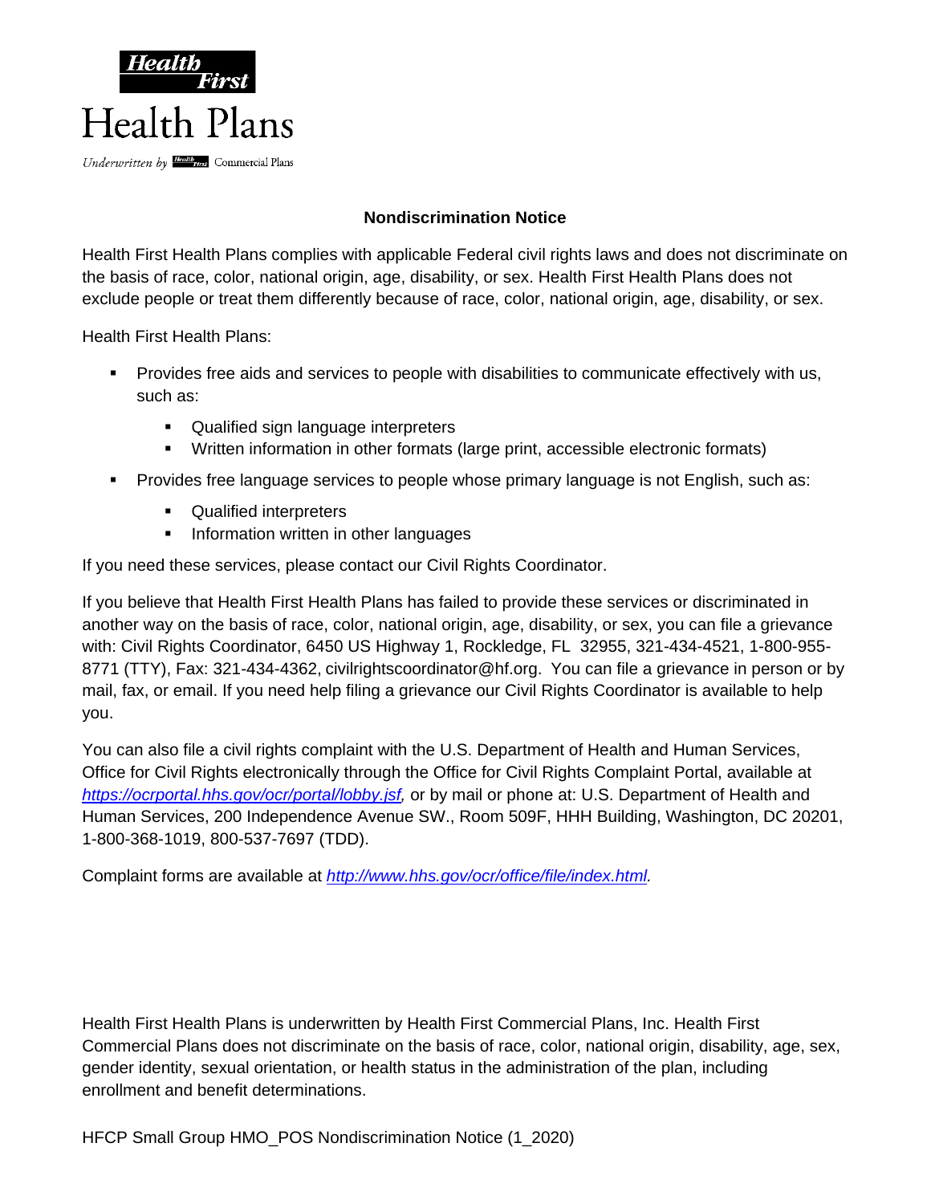**Health First**

# Health Plans

*Underwritten by* Health First Commercial Plans

## Nondiscrimination Notice

Health First Health Plans complies with applicable Federal civil rights laws and does not discriminate on the basis of race, color, national origin, age, disability, or sex. Health First Health Plans does not exclude people or treat them differently because of race, color, national origin, age, disability, or sex.

Health First Health Plans:

- Provides free aids and services to people with disabilities to communicate effectively with us, such as:
  - Qualified sign language interpreters
  - Written information in other formats (large print, accessible electronic formats)
- Provides free language services to people whose primary language is not English, such as:
  - Qualified interpreters
  - Information written in other languages

If you need these services, please contact our Civil Rights Coordinator.

If you believe that Health First Health Plans has failed to provide these services or discriminated in another way on the basis of race, color, national origin, age, disability, or sex, you can file a grievance with: Civil Rights Coordinator, 6450 US Highway 1, Rockledge, FL 32955, 321-434-4521, 1-800-955-8771 (TTY), Fax: 321-434-4362, civilrightscoordinator@hf.org. You can file a grievance in person or by mail, fax, or email. If you need help filing a grievance our Civil Rights Coordinator is available to help you.

You can also file a civil rights complaint with the U.S. Department of Health and Human Services, Office for Civil Rights electronically through the Office for Civil Rights Complaint Portal, available at *https://ocrportal.hhs.gov/ocr/portal/lobby.jsf,* or by mail or phone at: U.S. Department of Health and Human Services, 200 Independence Avenue SW., Room 509F, HHH Building, Washington, DC 20201, 1-800-368-1019, 800-537-7697 (TDD).

Complaint forms are available at *http://www.hhs.gov/ocr/office/file/index.html.*

Health First Health Plans is underwritten by Health First Commercial Plans, Inc. Health First Commercial Plans does not discriminate on the basis of race, color, national origin, disability, age, sex, gender identity, sexual orientation, or health status in the administration of the plan, including enrollment and benefit determinations.

HFCP Small Group HMO_POS Nondiscrimination Notice (1_2020)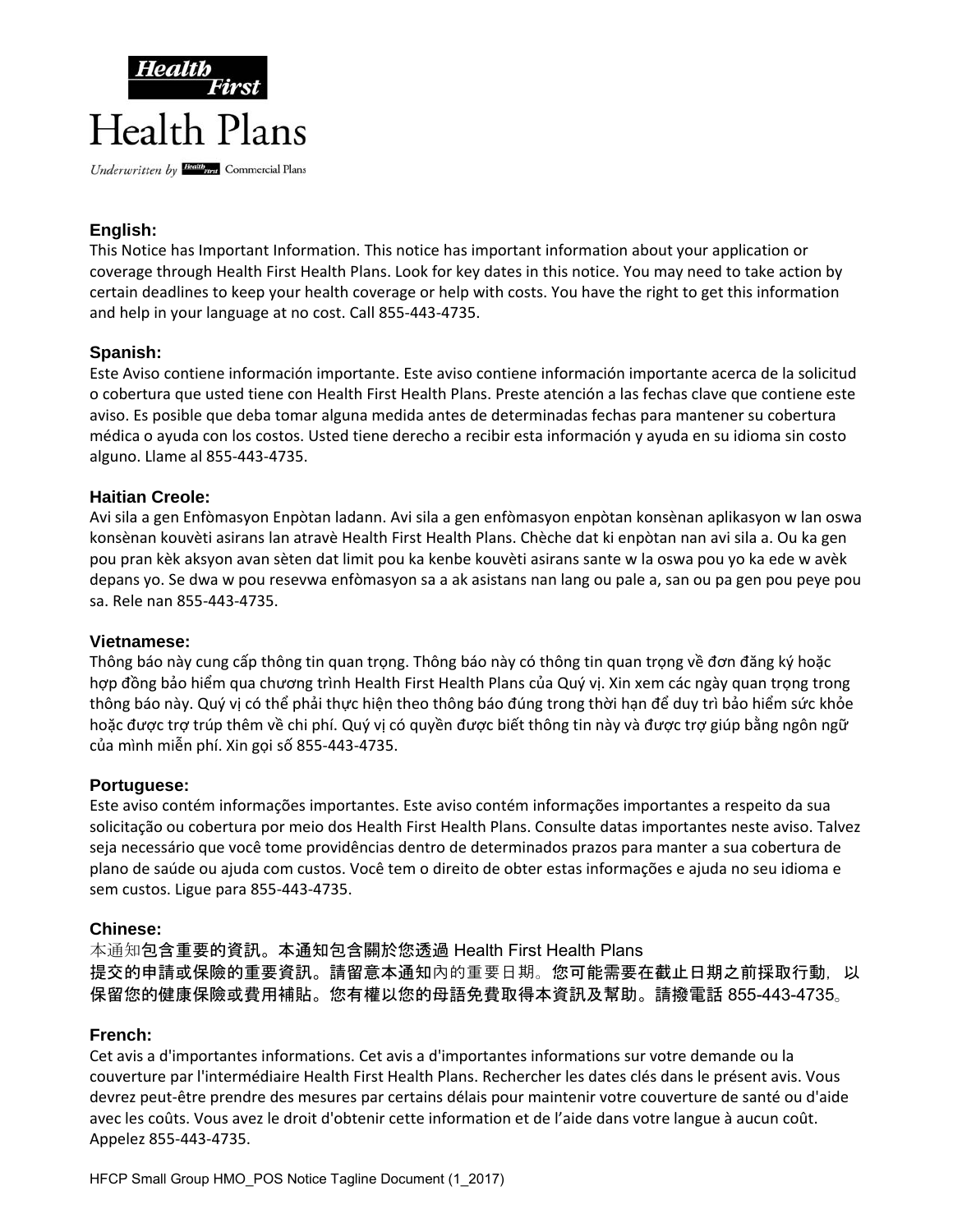**Health First**

# Health Plans

*Underwritten by* Health First Commercial Plans

### English:

This Notice has Important Information. This notice has important information about your application or coverage through Health First Health Plans. Look for key dates in this notice. You may need to take action by certain deadlines to keep your health coverage or help with costs. You have the right to get this information and help in your language at no cost. Call 855-443-4735.

### Spanish:

Este Aviso contiene información importante. Este aviso contiene información importante acerca de la solicitud o cobertura que usted tiene con Health First Health Plans. Preste atención a las fechas clave que contiene este aviso. Es posible que deba tomar alguna medida antes de determinadas fechas para mantener su cobertura médica o ayuda con los costos. Usted tiene derecho a recibir esta información y ayuda en su idioma sin costo alguno. Llame al 855-443-4735.

### Haitian Creole:

Avi sila a gen Enfòmasyon Enpòtan ladann. Avi sila a gen enfòmasyon enpòtan konsènan aplikasyon w lan oswa konsènan kouvèti asirans lan atravè Health First Health Plans. Chèche dat ki enpòtan nan avi sila a. Ou ka gen pou pran kèk aksyon avan sèten dat limit pou ka kenbe kouvèti asirans sante w la oswa pou yo ka ede w avèk depans yo. Se dwa w pou resevwa enfòmasyon sa a ak asistans nan lang ou pale a, san ou pa gen pou peye pou sa. Rele nan 855-443-4735.

### Vietnamese:

Thông báo này cung cấp thông tin quan trọng. Thông báo này có thông tin quan trọng về đơn đăng ký hoặc hợp đồng bảo hiểm qua chương trình Health First Health Plans của Quý vị. Xin xem các ngày quan trọng trong thông báo này. Quý vị có thể phải thực hiện theo thông báo đúng trong thời hạn để duy trì bảo hiểm sức khỏe hoặc được trợ trúp thêm về chi phí. Quý vị có quyền được biết thông tin này và được trợ giúp bằng ngôn ngữ của mình miễn phí. Xin gọi số 855-443-4735.

### Portuguese:

Este aviso contém informações importantes. Este aviso contém informações importantes a respeito da sua solicitação ou cobertura por meio dos Health First Health Plans. Consulte datas importantes neste aviso. Talvez seja necessário que você tome providências dentro de determinados prazos para manter a sua cobertura de plano de saúde ou ajuda com custos. Você tem o direito de obter estas informações e ajuda no seu idioma e sem custos. Ligue para 855-443-4735.

### Chinese:

本通知包含重要的資訊。本通知包含關於您透過 Health First Health Plans 提交的申請或保險的重要資訊。請留意本通知內的重要日期。您可能需要在截止日期之前採取行動，以保留您的健康保險或費用補貼。您有權以您的母語免費取得本資訊及幫助。請撥電話 855-443-4735。

### French:

Cet avis a d'importantes informations. Cet avis a d'importantes informations sur votre demande ou la couverture par l'intermédiaire Health First Health Plans. Rechercher les dates clés dans le présent avis. Vous devrez peut-être prendre des mesures par certains délais pour maintenir votre couverture de santé ou d'aide avec les coûts. Vous avez le droit d'obtenir cette information et de l’aide dans votre langue à aucun coût. Appelez 855-443-4735.

HFCP Small Group HMO_POS Notice Tagline Document (1_2017)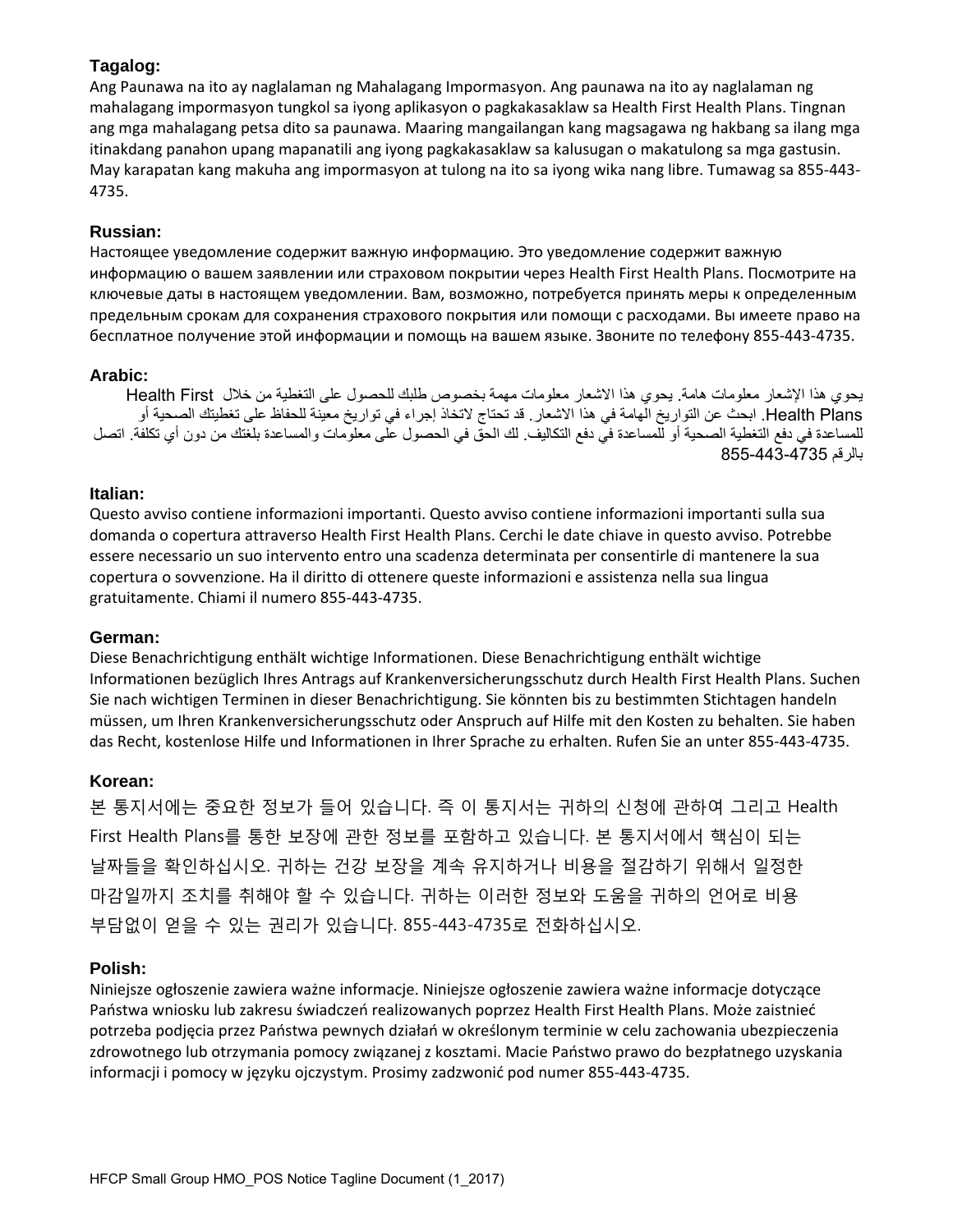**Tagalog:**

Ang Paunawa na ito ay naglalaman ng Mahalagang Impormasyon. Ang paunawa na ito ay naglalaman ng mahalagang impormasyon tungkol sa iyong aplikasyon o pagkakasaklaw sa Health First Health Plans. Tingnan ang mga mahalagang petsa dito sa paunawa. Maaring mangailangan kang magsagawa ng hakbang sa ilang mga itinakdang panahon upang mapanatili ang iyong pagkakasaklaw sa kalusugan o makatulong sa mga gastusin. May karapatan kang makuha ang impormasyon at tulong na ito sa iyong wika nang libre. Tumawag sa 855-443-4735.

**Russian:**

Настоящее уведомление содержит важную информацию. Это уведомление содержит важную информацию о вашем заявлении или страховом покрытии через Health First Health Plans. Посмотрите на ключевые даты в настоящем уведомлении. Вам, возможно, потребуется принять меры к определенным предельным срокам для сохранения страхового покрытия или помощи с расходами. Вы имеете право на бесплатное получение этой информации и помощь на вашем языке. Звоните по телефону 855-443-4735.

**Arabic:**

يحوي هذا الإشعار معلومات هامة. يحوي هذا الاشعار معلومات مهمة بخصوص طلبك للحصول على التغطية من خلال Health First Health Plans. ابحث عن التواريخ الهامة في هذا الاشعار. قد تحتاج لاتخاذ إجراء في تواريخ معينة للحفاظ على تغطيتك الصحية أو للمساعدة في دفع التغطية الصحية أو للمساعدة في دفع التكاليف. لك الحق في الحصول على معلومات والمساعدة بلغتك من دون أي تكلفة. اتصل بالرقم 855-443-4735

**Italian:**

Questo avviso contiene informazioni importanti. Questo avviso contiene informazioni importanti sulla sua domanda o copertura attraverso Health First Health Plans. Cerchi le date chiave in questo avviso. Potrebbe essere necessario un suo intervento entro una scadenza determinata per consentirle di mantenere la sua copertura o sovvenzione. Ha il diritto di ottenere queste informazioni e assistenza nella sua lingua gratuitamente. Chiami il numero 855-443-4735.

**German:**

Diese Benachrichtigung enthält wichtige Informationen. Diese Benachrichtigung enthält wichtige Informationen bezüglich Ihres Antrags auf Krankenversicherungsschutz durch Health First Health Plans. Suchen Sie nach wichtigen Terminen in dieser Benachrichtigung. Sie könnten bis zu bestimmten Stichtagen handeln müssen, um Ihren Krankenversicherungsschutz oder Anspruch auf Hilfe mit den Kosten zu behalten. Sie haben das Recht, kostenlose Hilfe und Informationen in Ihrer Sprache zu erhalten. Rufen Sie an unter 855-443-4735.

**Korean:**

본 통지서에는 중요한 정보가 들어 있습니다. 즉 이 통지서는 귀하의 신청에 관하여 그리고 Health First Health Plans를 통한 보장에 관한 정보를 포함하고 있습니다. 본 통지서에서 핵심이 되는 날짜들을 확인하십시오. 귀하는 건강 보장을 계속 유지하거나 비용을 절감하기 위해서 일정한 마감일까지 조치를 취해야 할 수 있습니다. 귀하는 이러한 정보와 도움을 귀하의 언어로 비용 부담없이 얻을 수 있는 권리가 있습니다. 855-443-4735로 전화하십시오.

**Polish:**

Niniejsze ogłoszenie zawiera ważne informacje. Niniejsze ogłoszenie zawiera ważne informacje dotyczące Państwa wniosku lub zakresu świadczeń realizowanych poprzez Health First Health Plans. Może zaistnieć potrzeba podjęcia przez Państwa pewnych działań w określonym terminie w celu zachowania ubezpieczenia zdrowotnego lub otrzymania pomocy związanej z kosztami. Macie Państwo prawo do bezpłatnego uzyskania informacji i pomocy w języku ojczystym. Prosimy zadzwonić pod numer 855-443-4735.

HFCP Small Group HMO_POS Notice Tagline Document (1_2017)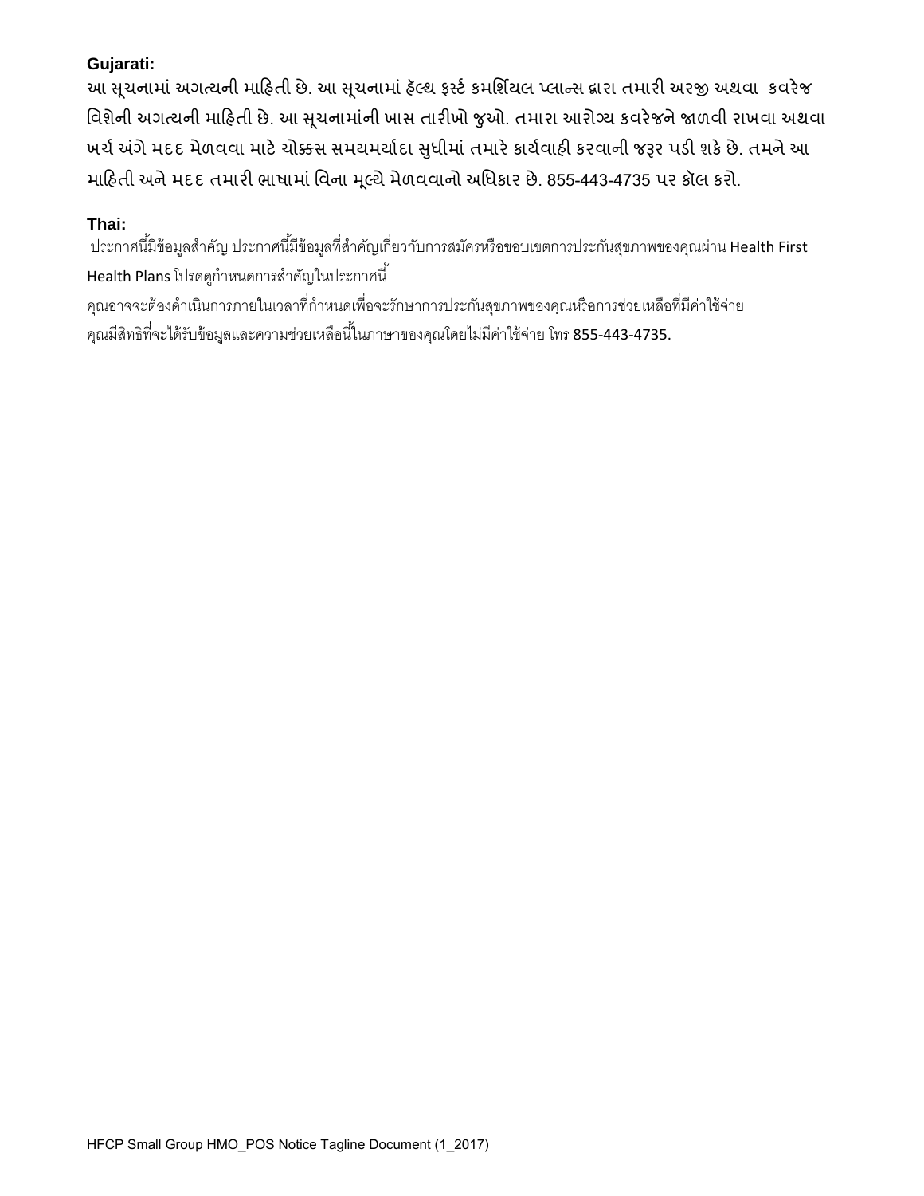**Gujarati:**

આ સૂચનામાં અગત્યની માહિતી છે. આ સૂચનામાં હૅલ્થ ફર્સ્ટ કમર્શિયલ પ્લાન્સ દ્વારા તમારી અરજી અથવા કવરેજ વિશેની અગત્યની માહિતી છે. આ સૂચનામાંની ખાસ તારીખો જુઓ. તમારા આરોગ્ય કવરેજને જાળવી રાખવા અથવા ખર્ચ અંગે મદદ મેળવવા માટે ચોક્કસ સમયમર્યાદા સુધીમાં તમારે કાર્યવાહી કરવાની જરૂર પડી શકે છે. તમને આ માહિતી અને મદદ તમારી ભાષામાં વિના મૂલ્યે મેળવવાનો અધિકાર છે. 855-443-4735 પર કૉલ કરો.

**Thai:**

ประกาศนี้มีข้อมูลสำคัญ ประกาศนี้มีข้อมูลที่สำคัญเกี่ยวกับการสมัครหรือขอบเขตการประกันสุขภาพของคุณผ่าน Health First Health Plans โปรดดูกำหนดการสำคัญในประกาศนี้

คุณอาจจะต้องดำเนินการภายในเวลาที่กำหนดเพื่อจะรักษาการประกันสุขภาพของคุณหรือการช่วยเหลือที่มีค่าใช้จ่าย คุณมีสิทธิที่จะได้รับข้อมูลและความช่วยเหลือนี้ในภาษาของคุณโดยไม่มีค่าใช้จ่าย โทร 855-443-4735.

HFCP Small Group HMO_POS Notice Tagline Document (1_2017)